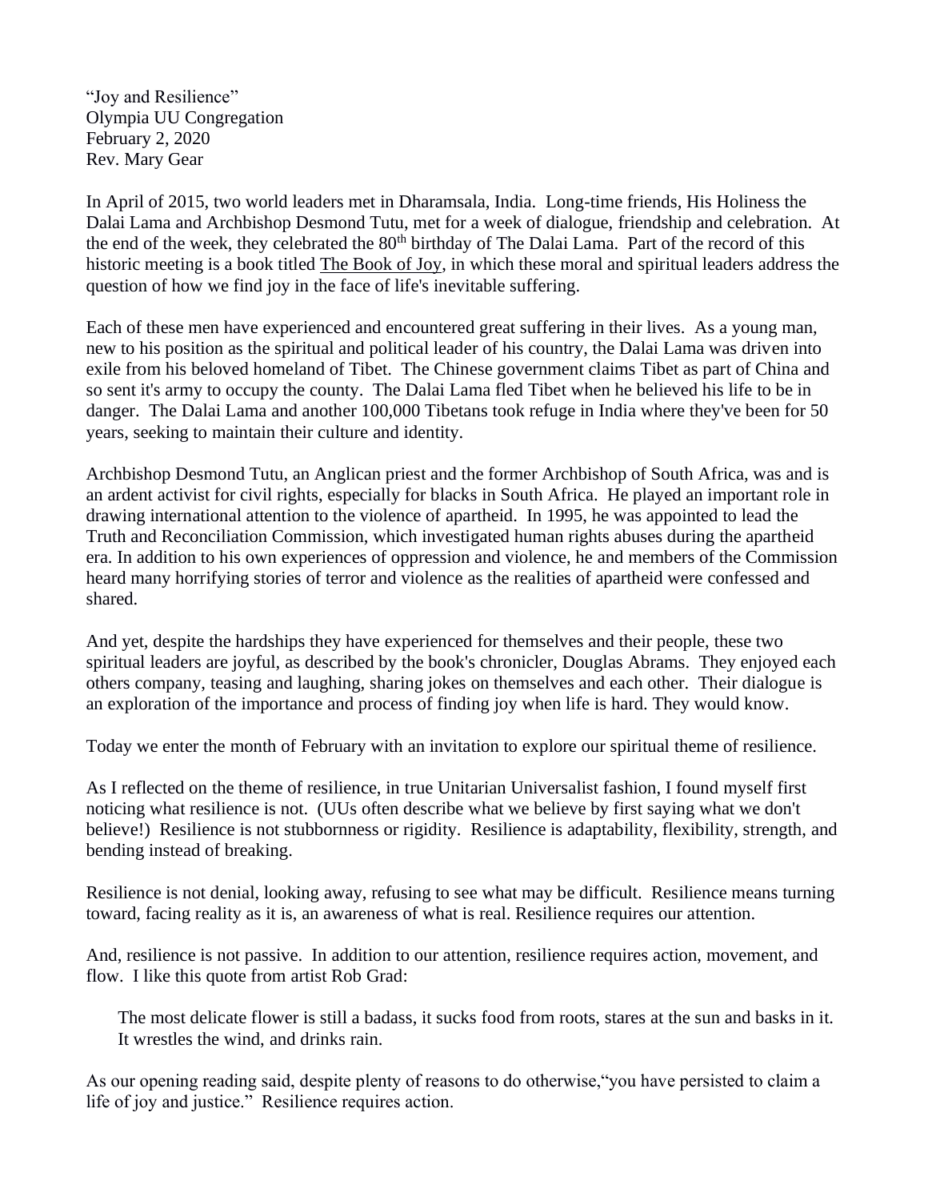"Joy and Resilience"
Olympia UU Congregation
February 2, 2020
Rev. Mary Gear

In April of 2015, two world leaders met in Dharamsala, India. Long-time friends, His Holiness the Dalai Lama and Archbishop Desmond Tutu, met for a week of dialogue, friendship and celebration. At the end of the week, they celebrated the 80th birthday of The Dalai Lama. Part of the record of this historic meeting is a book titled The Book of Joy, in which these moral and spiritual leaders address the question of how we find joy in the face of life's inevitable suffering.

Each of these men have experienced and encountered great suffering in their lives. As a young man, new to his position as the spiritual and political leader of his country, the Dalai Lama was driven into exile from his beloved homeland of Tibet. The Chinese government claims Tibet as part of China and so sent it's army to occupy the county. The Dalai Lama fled Tibet when he believed his life to be in danger. The Dalai Lama and another 100,000 Tibetans took refuge in India where they've been for 50 years, seeking to maintain their culture and identity.

Archbishop Desmond Tutu, an Anglican priest and the former Archbishop of South Africa, was and is an ardent activist for civil rights, especially for blacks in South Africa. He played an important role in drawing international attention to the violence of apartheid. In 1995, he was appointed to lead the Truth and Reconciliation Commission, which investigated human rights abuses during the apartheid era. In addition to his own experiences of oppression and violence, he and members of the Commission heard many horrifying stories of terror and violence as the realities of apartheid were confessed and shared.

And yet, despite the hardships they have experienced for themselves and their people, these two spiritual leaders are joyful, as described by the book's chronicler, Douglas Abrams. They enjoyed each others company, teasing and laughing, sharing jokes on themselves and each other. Their dialogue is an exploration of the importance and process of finding joy when life is hard. They would know.

Today we enter the month of February with an invitation to explore our spiritual theme of resilience.

As I reflected on the theme of resilience, in true Unitarian Universalist fashion, I found myself first noticing what resilience is not. (UUs often describe what we believe by first saying what we don't believe!) Resilience is not stubbornness or rigidity. Resilience is adaptability, flexibility, strength, and bending instead of breaking.

Resilience is not denial, looking away, refusing to see what may be difficult. Resilience means turning toward, facing reality as it is, an awareness of what is real. Resilience requires our attention.

And, resilience is not passive. In addition to our attention, resilience requires action, movement, and flow. I like this quote from artist Rob Grad:

> The most delicate flower is still a badass, it sucks food from roots, stares at the sun and basks in it. It wrestles the wind, and drinks rain.

As our opening reading said, despite plenty of reasons to do otherwise,"you have persisted to claim a life of joy and justice." Resilience requires action.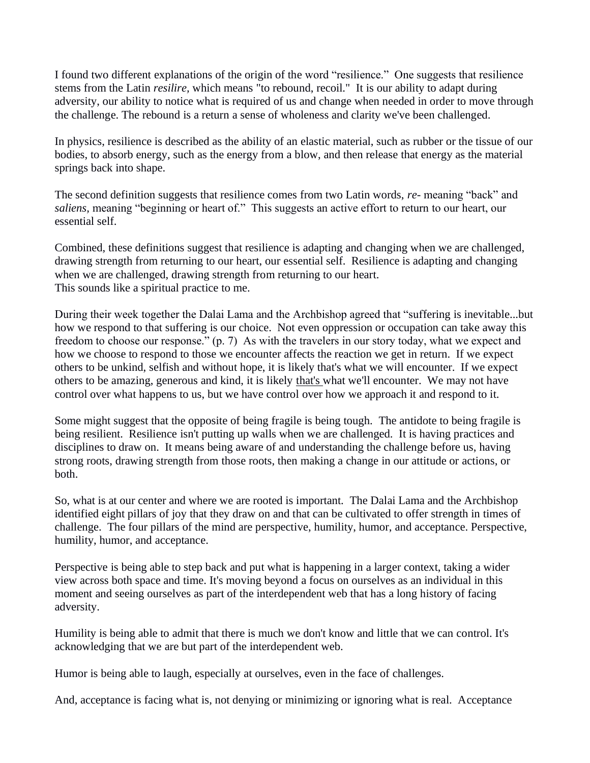I found two different explanations of the origin of the word "resilience." One suggests that resilience stems from the Latin *resilire*, which means "to rebound, recoil." It is our ability to adapt during adversity, our ability to notice what is required of us and change when needed in order to move through the challenge. The rebound is a return a sense of wholeness and clarity we've been challenged.

In physics, resilience is described as the ability of an elastic material, such as rubber or the tissue of our bodies, to absorb energy, such as the energy from a blow, and then release that energy as the material springs back into shape.

The second definition suggests that resilience comes from two Latin words, *re-* meaning "back" and *saliens,* meaning "beginning or heart of." This suggests an active effort to return to our heart, our essential self.

Combined, these definitions suggest that resilience is adapting and changing when we are challenged, drawing strength from returning to our heart, our essential self. Resilience is adapting and changing when we are challenged, drawing strength from returning to our heart.
This sounds like a spiritual practice to me.

During their week together the Dalai Lama and the Archbishop agreed that "suffering is inevitable...but how we respond to that suffering is our choice. Not even oppression or occupation can take away this freedom to choose our response." (p. 7) As with the travelers in our story today, what we expect and how we choose to respond to those we encounter affects the reaction we get in return. If we expect others to be unkind, selfish and without hope, it is likely that's what we will encounter. If we expect others to be amazing, generous and kind, it is likely <u>that's</u> what we'll encounter. We may not have control over what happens to us, but we have control over how we approach it and respond to it.

Some might suggest that the opposite of being fragile is being tough. The antidote to being fragile is being resilient. Resilience isn't putting up walls when we are challenged. It is having practices and disciplines to draw on. It means being aware of and understanding the challenge before us, having strong roots, drawing strength from those roots, then making a change in our attitude or actions, or both.

So, what is at our center and where we are rooted is important. The Dalai Lama and the Archbishop identified eight pillars of joy that they draw on and that can be cultivated to offer strength in times of challenge. The four pillars of the mind are perspective, humility, humor, and acceptance. Perspective, humility, humor, and acceptance.

Perspective is being able to step back and put what is happening in a larger context, taking a wider view across both space and time. It's moving beyond a focus on ourselves as an individual in this moment and seeing ourselves as part of the interdependent web that has a long history of facing adversity.

Humility is being able to admit that there is much we don't know and little that we can control. It's acknowledging that we are but part of the interdependent web.

Humor is being able to laugh, especially at ourselves, even in the face of challenges.

And, acceptance is facing what is, not denying or minimizing or ignoring what is real. Acceptance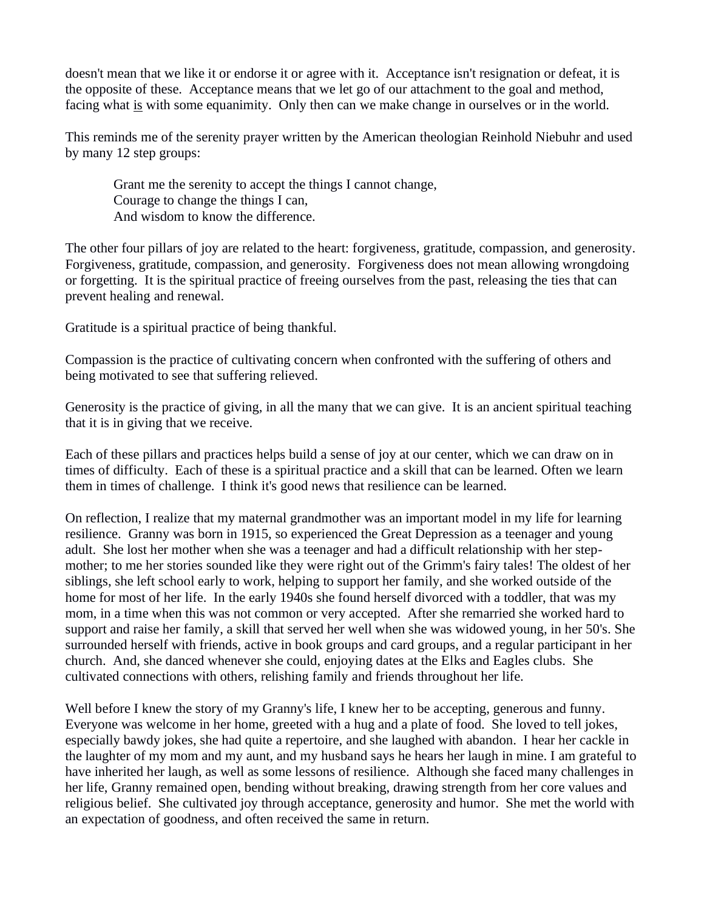doesn't mean that we like it or endorse it or agree with it. Acceptance isn't resignation or defeat, it is the opposite of these. Acceptance means that we let go of our attachment to the goal and method, facing what <u>is</u> with some equanimity. Only then can we make change in ourselves or in the world.

This reminds me of the serenity prayer written by the American theologian Reinhold Niebuhr and used by many 12 step groups:

> Grant me the serenity to accept the things I cannot change,
> Courage to change the things I can,
> And wisdom to know the difference.

The other four pillars of joy are related to the heart: forgiveness, gratitude, compassion, and generosity. Forgiveness, gratitude, compassion, and generosity. Forgiveness does not mean allowing wrongdoing or forgetting. It is the spiritual practice of freeing ourselves from the past, releasing the ties that can prevent healing and renewal.

Gratitude is a spiritual practice of being thankful.

Compassion is the practice of cultivating concern when confronted with the suffering of others and being motivated to see that suffering relieved.

Generosity is the practice of giving, in all the many that we can give. It is an ancient spiritual teaching that it is in giving that we receive.

Each of these pillars and practices helps build a sense of joy at our center, which we can draw on in times of difficulty. Each of these is a spiritual practice and a skill that can be learned. Often we learn them in times of challenge. I think it's good news that resilience can be learned.

On reflection, I realize that my maternal grandmother was an important model in my life for learning resilience. Granny was born in 1915, so experienced the Great Depression as a teenager and young adult. She lost her mother when she was a teenager and had a difficult relationship with her step-mother; to me her stories sounded like they were right out of the Grimm's fairy tales! The oldest of her siblings, she left school early to work, helping to support her family, and she worked outside of the home for most of her life. In the early 1940s she found herself divorced with a toddler, that was my mom, in a time when this was not common or very accepted. After she remarried she worked hard to support and raise her family, a skill that served her well when she was widowed young, in her 50's. She surrounded herself with friends, active in book groups and card groups, and a regular participant in her church. And, she danced whenever she could, enjoying dates at the Elks and Eagles clubs. She cultivated connections with others, relishing family and friends throughout her life.

Well before I knew the story of my Granny's life, I knew her to be accepting, generous and funny. Everyone was welcome in her home, greeted with a hug and a plate of food. She loved to tell jokes, especially bawdy jokes, she had quite a repertoire, and she laughed with abandon. I hear her cackle in the laughter of my mom and my aunt, and my husband says he hears her laugh in mine. I am grateful to have inherited her laugh, as well as some lessons of resilience. Although she faced many challenges in her life, Granny remained open, bending without breaking, drawing strength from her core values and religious belief. She cultivated joy through acceptance, generosity and humor. She met the world with an expectation of goodness, and often received the same in return.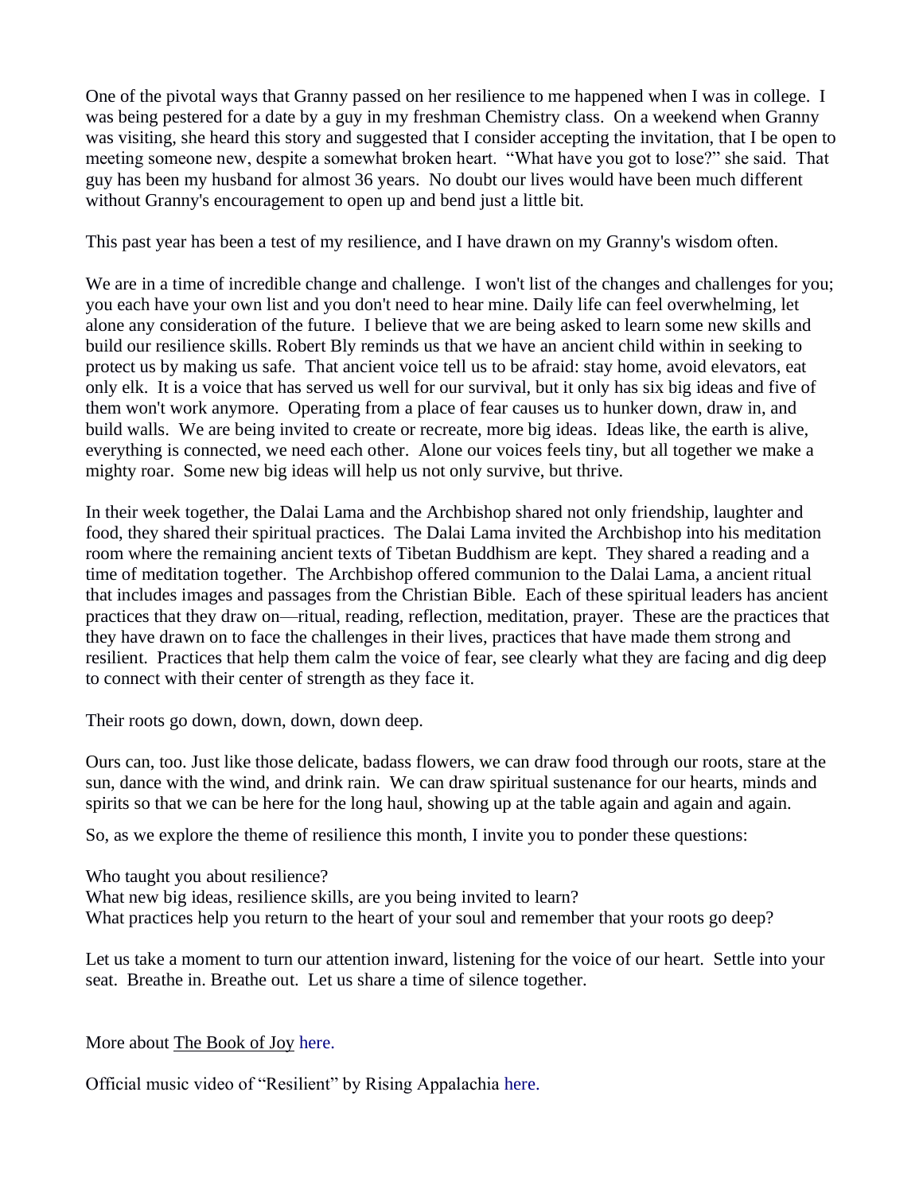One of the pivotal ways that Granny passed on her resilience to me happened when I was in college. I was being pestered for a date by a guy in my freshman Chemistry class. On a weekend when Granny was visiting, she heard this story and suggested that I consider accepting the invitation, that I be open to meeting someone new, despite a somewhat broken heart. "What have you got to lose?" she said. That guy has been my husband for almost 36 years. No doubt our lives would have been much different without Granny's encouragement to open up and bend just a little bit.

This past year has been a test of my resilience, and I have drawn on my Granny's wisdom often.

We are in a time of incredible change and challenge. I won't list of the changes and challenges for you; you each have your own list and you don't need to hear mine. Daily life can feel overwhelming, let alone any consideration of the future. I believe that we are being asked to learn some new skills and build our resilience skills. Robert Bly reminds us that we have an ancient child within in seeking to protect us by making us safe. That ancient voice tell us to be afraid: stay home, avoid elevators, eat only elk. It is a voice that has served us well for our survival, but it only has six big ideas and five of them won't work anymore. Operating from a place of fear causes us to hunker down, draw in, and build walls. We are being invited to create or recreate, more big ideas. Ideas like, the earth is alive, everything is connected, we need each other. Alone our voices feels tiny, but all together we make a mighty roar. Some new big ideas will help us not only survive, but thrive.

In their week together, the Dalai Lama and the Archbishop shared not only friendship, laughter and food, they shared their spiritual practices. The Dalai Lama invited the Archbishop into his meditation room where the remaining ancient texts of Tibetan Buddhism are kept. They shared a reading and a time of meditation together. The Archbishop offered communion to the Dalai Lama, a ancient ritual that includes images and passages from the Christian Bible. Each of these spiritual leaders has ancient practices that they draw on—ritual, reading, reflection, meditation, prayer. These are the practices that they have drawn on to face the challenges in their lives, practices that have made them strong and resilient. Practices that help them calm the voice of fear, see clearly what they are facing and dig deep to connect with their center of strength as they face it.

Their roots go down, down, down, down deep.

Ours can, too. Just like those delicate, badass flowers, we can draw food through our roots, stare at the sun, dance with the wind, and drink rain. We can draw spiritual sustenance for our hearts, minds and spirits so that we can be here for the long haul, showing up at the table again and again and again.

So, as we explore the theme of resilience this month, I invite you to ponder these questions:

Who taught you about resilience?
What new big ideas, resilience skills, are you being invited to learn?
What practices help you return to the heart of your soul and remember that your roots go deep?

Let us take a moment to turn our attention inward, listening for the voice of our heart. Settle into your seat. Breathe in. Breathe out. Let us share a time of silence together.

More about The Book of Joy here.

Official music video of "Resilient" by Rising Appalachia here.